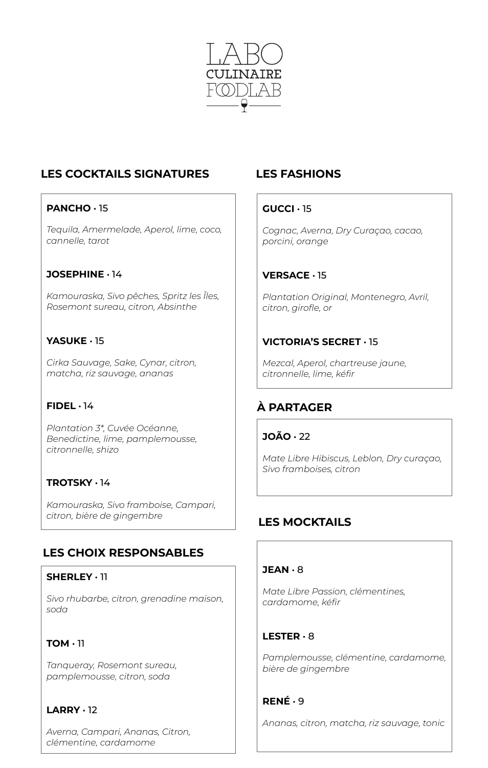# LABO CULINAIRE FOODLAB

## LES COCKTAILS SIGNATURES

**PANCHO** • 15

*Tequila, Amermelade, Aperol, lime, coco, cannelle, tarot*

**JOSEPHINE** • 14

*Kamouraska, Sivo pêches, Spritz les Îles, Rosemont sureau, citron, Absinthe*

**YASUKE** • 15

*Cirka Sauvage, Sake, Cynar, citron, matcha, riz sauvage, ananas*

**FIDEL** • 14

*Plantation 3*, Cuvée Océanne, Benedictine, lime, pamplemousse, citronnelle, shizo*

**TROTSKY** • 14

*Kamouraska, Sivo framboise, Campari, citron, bière de gingembre*

## LES CHOIX RESPONSABLES

**SHERLEY** • 11

*Sivo rhubarbe, citron, grenadine maison, soda*

**TOM** • 11

*Tanqueray, Rosemont sureau, pamplemousse, citron, soda*

**LARRY** • 12

*Averna, Campari, Ananas, Citron, clémentine, cardamome*

## LES FASHIONS

**GUCCI** • 15

*Cognac, Averna, Dry Curaçao, cacao, porcini, orange*

**VERSACE** • 15

*Plantation Original, Montenegro, Avril, citron, girofle, or*

**VICTORIA'S SECRET** • 15

*Mezcal, Aperol, chartreuse jaune, citronnelle, lime, kéfir*

## À PARTAGER

**JOÃO** • 22

*Mate Libre Hibiscus, Leblon, Dry curaçao, Sivo framboises, citron*

## LES MOCKTAILS

**JEAN** • 8

*Mate Libre Passion, clémentines, cardamome, kéfir*

**LESTER** • 8

*Pamplemousse, clémentine, cardamome, bière de gingembre*

**RENÉ** • 9

*Ananas, citron, matcha, riz sauvage, tonic*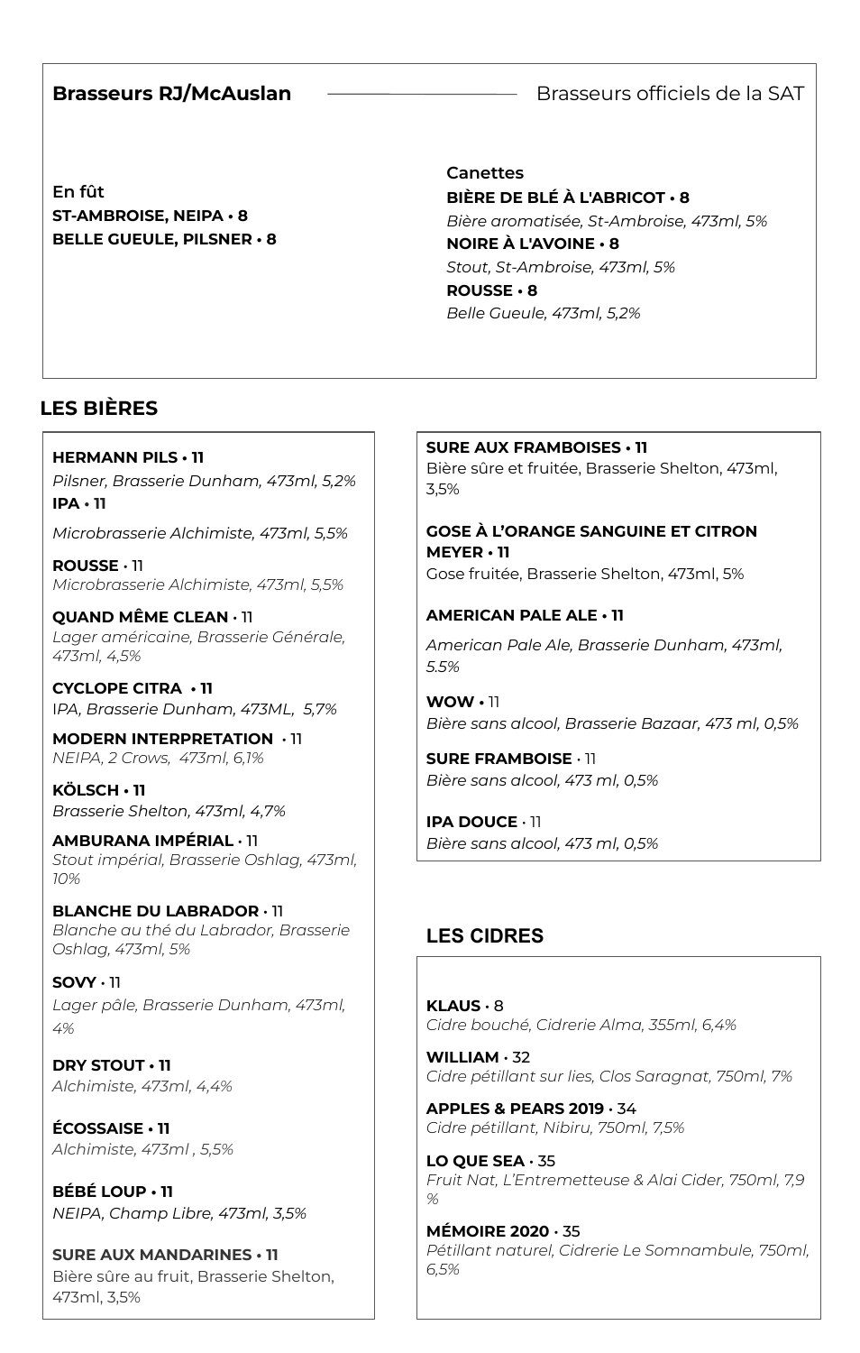**Brasseurs RJ/McAuslan** — Brasseurs officiels de la SAT

**En fût**

**ST-AMBROISE, NEIPA • 8**
**BELLE GUEULE, PILSNER • 8**

**Canettes**

**BIÈRE DE BLÉ À L'ABRICOT • 8**
*Bière aromatisée, St-Ambroise, 473ml, 5%*
**NOIRE À L'AVOINE • 8**
*Stout, St-Ambroise, 473ml, 5%*
**ROUSSE • 8**
*Belle Gueule, 473ml, 5,2%*

## LES BIÈRES

**HERMANN PILS • 11**
*Pilsner, Brasserie Dunham, 473ml, 5,2%*
**IPA • 11**
*Microbrasserie Alchimiste, 473ml, 5,5%*

**ROUSSE** • 11
*Microbrasserie Alchimiste, 473ml, 5,5%*

**QUAND MÊME CLEAN** • 11
*Lager américaine, Brasserie Générale, 473ml, 4,5%*

**CYCLOPE CITRA • 11**
*IPA, Brasserie Dunham, 473ML, 5,7%*

**MODERN INTERPRETATION** • 11
*NEIPA, 2 Crows, 473ml, 6,1%*

**KÖLSCH • 11**
*Brasserie Shelton, 473ml, 4,7%*

**AMBURANA IMPÉRIAL** • 11
*Stout impérial, Brasserie Oshlag, 473ml, 10%*

**BLANCHE DU LABRADOR** • 11
*Blanche au thé du Labrador, Brasserie Oshlag, 473ml, 5%*

**SOVY** • 11
*Lager pâle, Brasserie Dunham, 473ml, 4%*

**DRY STOUT • 11**
*Alchimiste, 473ml, 4,4%*

**ÉCOSSAISE • 11**
*Alchimiste, 473ml , 5,5%*

**BÉBÉ LOUP • 11**
*NEIPA, Champ Libre, 473ml, 3,5%*

**SURE AUX MANDARINES • 11**
Bière sûre au fruit, Brasserie Shelton, 473ml, 3,5%

**SURE AUX FRAMBOISES • 11**
Bière sûre et fruitée, Brasserie Shelton, 473ml, 3,5%

**GOSE À L'ORANGE SANGUINE ET CITRON MEYER • 11**
Gose fruitée, Brasserie Shelton, 473ml, 5%

**AMERICAN PALE ALE • 11**
*American Pale Ale, Brasserie Dunham, 473ml, 5.5%*

**WOW** • 11
*Bière sans alcool, Brasserie Bazaar, 473 ml, 0,5%*

**SURE FRAMBOISE** · 11
*Bière sans alcool, 473 ml, 0,5%*

**IPA DOUCE** · 11
*Bière sans alcool, 473 ml, 0,5%*

## LES CIDRES

**KLAUS** · 8
*Cidre bouché, Cidrerie Alma, 355ml, 6,4%*

**WILLIAM** · 32
*Cidre pétillant sur lies, Clos Saragnat, 750ml, 7%*

**APPLES & PEARS 2019** · 34
*Cidre pétillant, Nibiru, 750ml, 7,5%*

**LO QUE SEA** · 35
*Fruit Nat, L'Entremetteuse & Alai Cider, 750ml, 7,9 %*

**MÉMOIRE 2020** · 35
*Pétillant naturel, Cidrerie Le Somnambule, 750ml, 6,5%*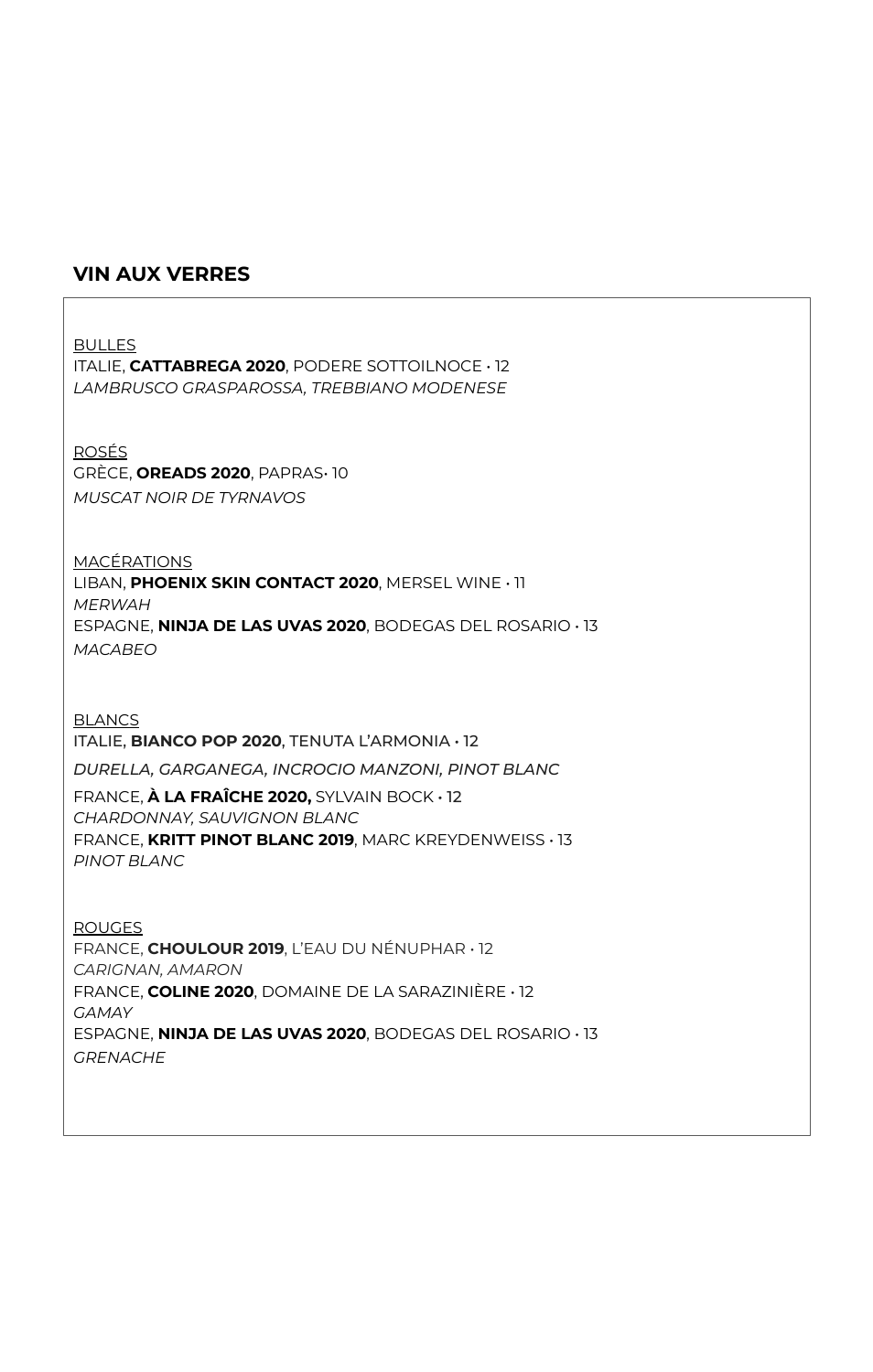## VIN AUX VERRES

<u>BULLES</u>

ITALIE, **CATTABREGA 2020**, PODERE SOTTOILNOCE • 12
*LAMBRUSCO GRASPAROSSA, TREBBIANO MODENESE*

<u>ROSÉS</u>

GRÈCE, **OREADS 2020**, PAPRAS• 10
*MUSCAT NOIR DE TYRNAVOS*

<u>MACÉRATIONS</u>

LIBAN, **PHOENIX SKIN CONTACT 2020**, MERSEL WINE • 11
*MERWAH*
ESPAGNE, **NINJA DE LAS UVAS 2020**, BODEGAS DEL ROSARIO • 13
*MACABEO*

<u>BLANCS</u>

ITALIE, **BIANCO POP 2020**, TENUTA L'ARMONIA • 12
*DURELLA, GARGANEGA, INCROCIO MANZONI, PINOT BLANC*
FRANCE, **À LA FRAÎCHE 2020,** SYLVAIN BOCK • 12
*CHARDONNAY, SAUVIGNON BLANC*
FRANCE, **KRITT PINOT BLANC 2019**, MARC KREYDENWEISS • 13
*PINOT BLANC*

<u>ROUGES</u>

FRANCE, **CHOULOUR 2019**, L'EAU DU NÉNUPHAR • 12
*CARIGNAN, AMARON*
FRANCE, **COLINE 2020**, DOMAINE DE LA SARAZINIÈRE • 12
*GAMAY*
ESPAGNE, **NINJA DE LAS UVAS 2020**, BODEGAS DEL ROSARIO • 13
*GRENACHE*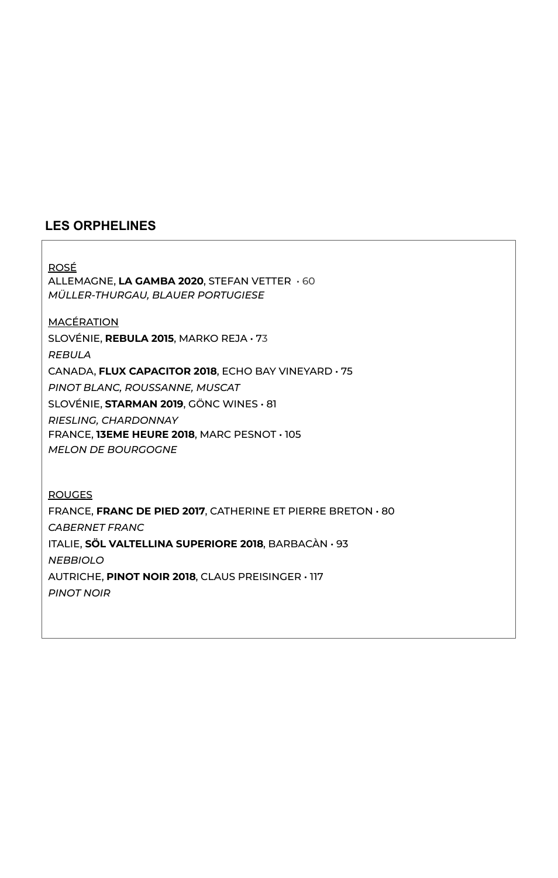## LES ORPHELINES

ROSÉ

ALLEMAGNE, **LA GAMBA 2020**, STEFAN VETTER • 60
*MÜLLER-THURGAU, BLAUER PORTUGIESE*

MACÉRATION

SLOVÉNIE, **REBULA 2015**, MARKO REJA • 73
*REBULA*

CANADA, **FLUX CAPACITOR 2018**, ECHO BAY VINEYARD • 75
*PINOT BLANC, ROUSSANNE, MUSCAT*

SLOVÉNIE, **STARMAN 2019**, GÖNC WINES • 81
*RIESLING, CHARDONNAY*

FRANCE, **13EME HEURE 2018**, MARC PESNOT • 105
*MELON DE BOURGOGNE*

ROUGES

FRANCE, **FRANC DE PIED 2017**, CATHERINE ET PIERRE BRETON • 80
*CABERNET FRANC*

ITALIE, **SÖL VALTELLINA SUPERIORE 2018**, BARBACÀN • 93
*NEBBIOLO*

AUTRICHE, **PINOT NOIR 2018**, CLAUS PREISINGER • 117
*PINOT NOIR*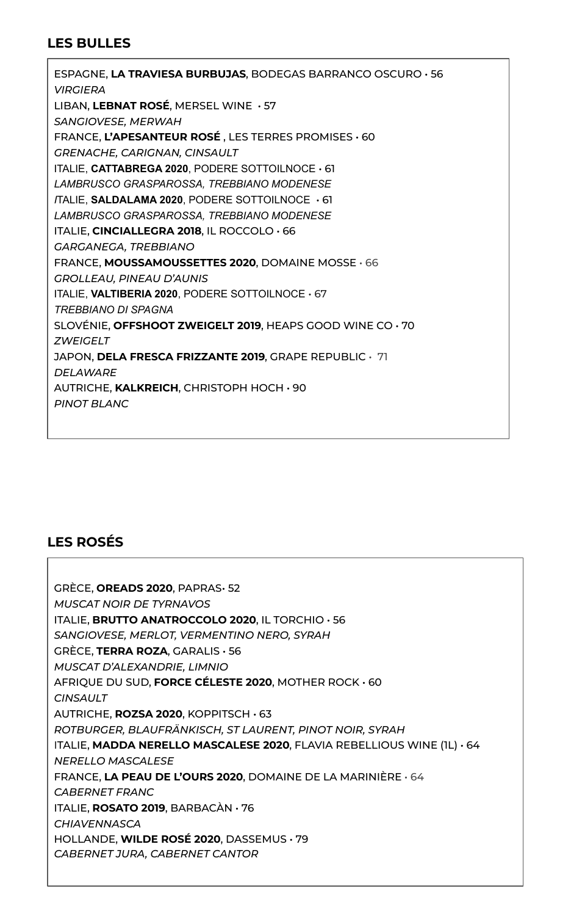## LES BULLES

ESPAGNE, **LA TRAVIESA BURBUJAS**, BODEGAS BARRANCO OSCURO • 56
*VIRGIERA*
LIBAN, **LEBNAT ROSÉ**, MERSEL WINE • 57
*SANGIOVESE, MERWAH*
FRANCE, **L'APESANTEUR ROSÉ** , LES TERRES PROMISES • 60
*GRENACHE, CARIGNAN, CINSAULT*
ITALIE, **CATTABREGA 2020**, PODERE SOTTOILNOCE • 61
*LAMBRUSCO GRASPAROSSA, TREBBIANO MODENESE*
ITALIE, **SALDALAMA 2020**, PODERE SOTTOILNOCE • 61
*LAMBRUSCO GRASPAROSSA, TREBBIANO MODENESE*
ITALIE, **CINCIALLEGRA 2018**, IL ROCCOLO • 66
*GARGANEGA, TREBBIANO*
FRANCE, **MOUSSAMOUSSETTES 2020**, DOMAINE MOSSE • 66
*GROLLEAU, PINEAU D'AUNIS*
ITALIE, **VALTIBERIA 2020**, PODERE SOTTOILNOCE • 67
*TREBBIANO DI SPAGNA*
SLOVÉNIE, **OFFSHOOT ZWEIGELT 2019**, HEAPS GOOD WINE CO • 70
*ZWEIGELT*
JAPON, **DELA FRESCA FRIZZANTE 2019**, GRAPE REPUBLIC • 71
*DELAWARE*
AUTRICHE, **KALKREICH**, CHRISTOPH HOCH • 90
*PINOT BLANC*

## LES ROSÉS

GRÈCE, **OREADS 2020**, PAPRAS• 52
*MUSCAT NOIR DE TYRNAVOS*
ITALIE, **BRUTTO ANATROCCOLO 2020**, IL TORCHIO • 56
*SANGIOVESE, MERLOT, VERMENTINO NERO, SYRAH*
GRÈCE, **TERRA ROZA**, GARALIS • 56
*MUSCAT D'ALEXANDRIE, LIMNIO*
AFRIQUE DU SUD, **FORCE CÉLESTE 2020**, MOTHER ROCK • 60
*CINSAULT*
AUTRICHE, **ROZSA 2020**, KOPPITSCH • 63
*ROTBURGER, BLAUFRÄNKISCH, ST LAURENT, PINOT NOIR, SYRAH*
ITALIE, **MADDA NERELLO MASCALESE 2020**, FLAVIA REBELLIOUS WINE (1L) • 64
*NERELLO MASCALESE*
FRANCE, **LA PEAU DE L'OURS 2020**, DOMAINE DE LA MARINIÈRE • 64
*CABERNET FRANC*
ITALIE, **ROSATO 2019**, BARBACÀN • 76
*CHIAVENNASCA*
HOLLANDE, **WILDE ROSÉ 2020**, DASSEMUS • 79
*CABERNET JURA, CABERNET CANTOR*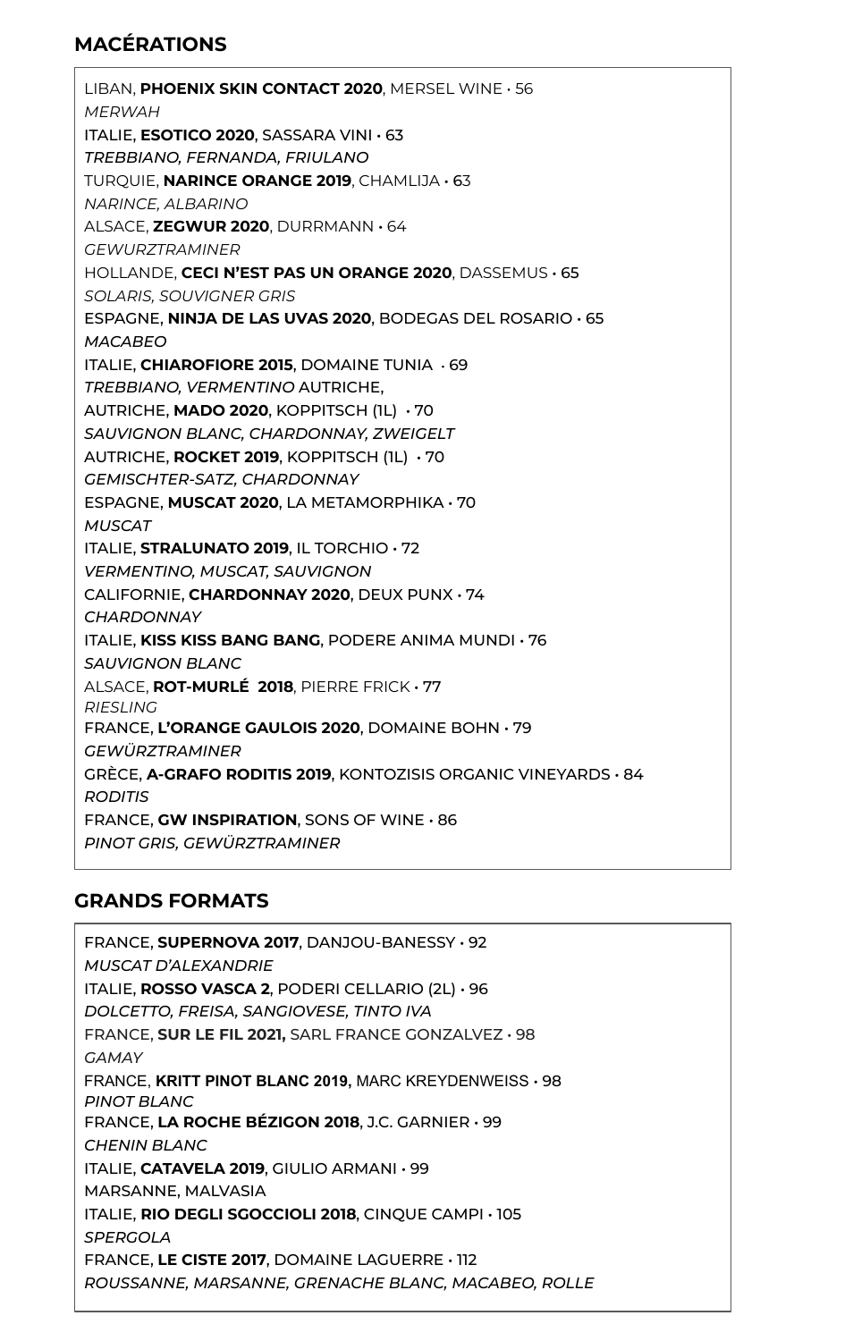## MACÉRATIONS

LIBAN, **PHOENIX SKIN CONTACT 2020**, MERSEL WINE • 56
*MERWAH*
ITALIE, **ESOTICO 2020**, SASSARA VINI • 63
*TREBBIANO, FERNANDA, FRIULANO*
TURQUIE, **NARINCE ORANGE 2019**, CHAMLIJA • 63
*NARINCE, ALBARINO*
ALSACE, **ZEGWUR 2020**, DURRMANN • 64
*GEWURZTRAMINER*
HOLLANDE, **CECI N'EST PAS UN ORANGE 2020**, DASSEMUS • 65
*SOLARIS, SOUVIGNER GRIS*
ESPAGNE, **NINJA DE LAS UVAS 2020**, BODEGAS DEL ROSARIO • 65
*MACABEO*
ITALIE, **CHIAROFIORE 2015**, DOMAINE TUNIA • 69
*TREBBIANO, VERMENTINO* AUTRICHE,
AUTRICHE, **MADO 2020**, KOPPITSCH (1L) • 70
*SAUVIGNON BLANC, CHARDONNAY, ZWEIGELT*
AUTRICHE, **ROCKET 2019**, KOPPITSCH (1L) • 70
*GEMISCHTER-SATZ, CHARDONNAY*
ESPAGNE, **MUSCAT 2020**, LA METAMORPHIKA • 70
*MUSCAT*
ITALIE, **STRALUNATO 2019**, IL TORCHIO • 72
*VERMENTINO, MUSCAT, SAUVIGNON*
CALIFORNIE, **CHARDONNAY 2020**, DEUX PUNX • 74
*CHARDONNAY*
ITALIE, **KISS KISS BANG BANG**, PODERE ANIMA MUNDI • 76
*SAUVIGNON BLANC*
ALSACE, **ROT-MURLÉ 2018**, PIERRE FRICK • 77
*RIESLING*
FRANCE, **L'ORANGE GAULOIS 2020**, DOMAINE BOHN • 79
*GEWÜRZTRAMINER*
GRÈCE, **A-GRAFO RODITIS 2019**, KONTOZISIS ORGANIC VINEYARDS • 84
*RODITIS*
FRANCE, **GW INSPIRATION**, SONS OF WINE • 86
*PINOT GRIS, GEWÜRZTRAMINER*

## GRANDS FORMATS

FRANCE, **SUPERNOVA 2017**, DANJOU-BANESSY • 92
*MUSCAT D'ALEXANDRIE*
ITALIE, **ROSSO VASCA 2**, PODERI CELLARIO (2L) • 96
*DOLCETTO, FREISA, SANGIOVESE, TINTO IVA*
FRANCE, **SUR LE FIL 2021,** SARL FRANCE GONZALVEZ • 98
*GAMAY*
FRANCE, **KRITT PINOT BLANC 2019,** MARC KREYDENWEISS • 98
*PINOT BLANC*
FRANCE, **LA ROCHE BÉZIGON 2018**, J.C. GARNIER • 99
*CHENIN BLANC*
ITALIE, **CATAVELA 2019**, GIULIO ARMANI • 99
MARSANNE, MALVASIA
ITALIE, **RIO DEGLI SGOCCIOLI 2018**, CINQUE CAMPI • 105
*SPERGOLA*
FRANCE, **LE CISTE 2017**, DOMAINE LAGUERRE • 112
*ROUSSANNE, MARSANNE, GRENACHE BLANC, MACABEO, ROLLE*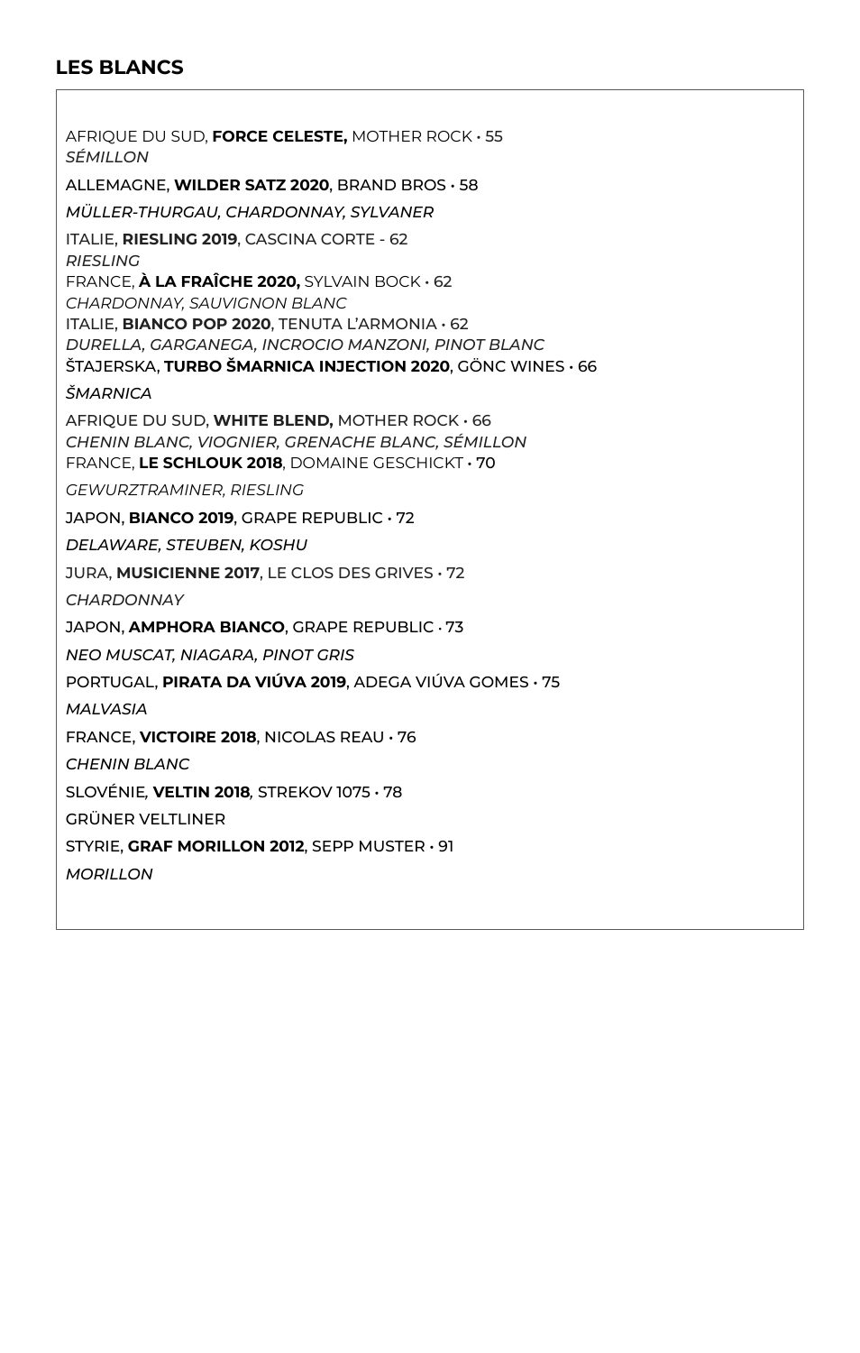## LES BLANCS

AFRIQUE DU SUD, **FORCE CELESTE,** MOTHER ROCK • 55
*SÉMILLON*

ALLEMAGNE, **WILDER SATZ 2020**, BRAND BROS • 58

*MÜLLER-THURGAU, CHARDONNAY, SYLVANER*

ITALIE, **RIESLING 2019**, CASCINA CORTE - 62
*RIESLING*

FRANCE, **À LA FRAÎCHE 2020,** SYLVAIN BOCK • 62
*CHARDONNAY, SAUVIGNON BLANC*

ITALIE, **BIANCO POP 2020**, TENUTA L'ARMONIA • 62
*DURELLA, GARGANEGA, INCROCIO MANZONI, PINOT BLANC*

ŠTAJERSKA, **TURBO ŠMARNICA INJECTION 2020**, GÖNC WINES • 66

*ŠMARNICA*

AFRIQUE DU SUD, **WHITE BLEND,** MOTHER ROCK • 66
*CHENIN BLANC, VIOGNIER, GRENACHE BLANC, SÉMILLON*

FRANCE, **LE SCHLOUK 2018**, DOMAINE GESCHICKT **• 70**

*GEWURZTRAMINER, RIESLING*

JAPON, **BIANCO 2019**, GRAPE REPUBLIC • 72

*DELAWARE, STEUBEN, KOSHU*

JURA, **MUSICIENNE 2017**, LE CLOS DES GRIVES • 72

*CHARDONNAY*

JAPON, **AMPHORA BIANCO**, GRAPE REPUBLIC • 73

*NEO MUSCAT, NIAGARA, PINOT GRIS*

PORTUGAL, **PIRATA DA VIÚVA 2019**, ADEGA VIÚVA GOMES • 75

*MALVASIA*

FRANCE, **VICTOIRE 2018**, NICOLAS REAU • 76

*CHENIN BLANC*

SLOVÉNIE, **VELTIN 2018**, STREKOV 1075 • 78

GRÜNER VELTLINER

STYRIE, **GRAF MORILLON 2012**, SEPP MUSTER • 91

*MORILLON*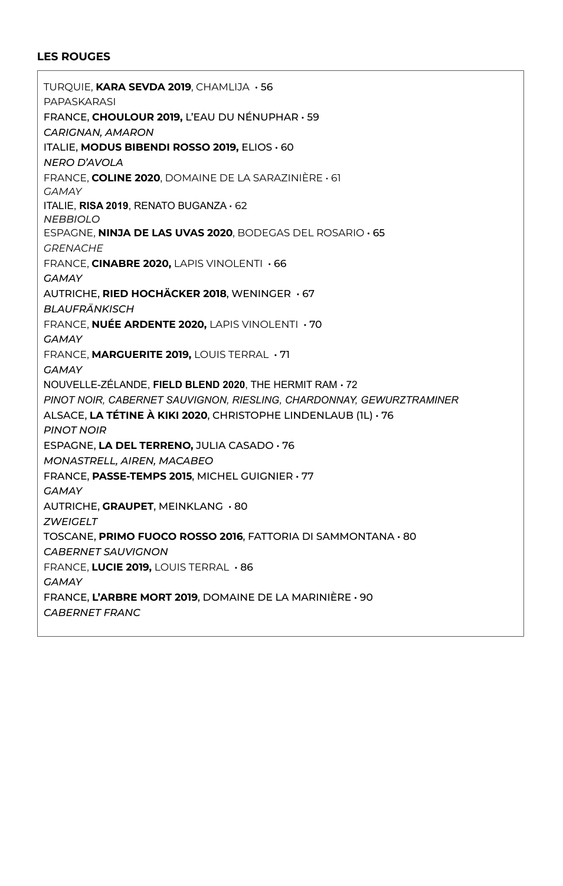**LES ROUGES**

TURQUIE, **KARA SEVDA 2019**, CHAMLIJA • 56
PAPASKARASI

FRANCE, **CHOULOUR 2019,** L'EAU DU NÉNUPHAR • 59
*CARIGNAN, AMARON*

ITALIE, **MODUS BIBENDI ROSSO 2019,** ELIOS • 60
*NERO D'AVOLA*

FRANCE, **COLINE 2020**, DOMAINE DE LA SARAZINIÈRE • 61
*GAMAY*

ITALIE, **RISA 2019**, RENATO BUGANZA • 62
*NEBBIOLO*

ESPAGNE, **NINJA DE LAS UVAS 2020**, BODEGAS DEL ROSARIO • 65
*GRENACHE*

FRANCE, **CINABRE 2020,** LAPIS VINOLENTI • 66
*GAMAY*

AUTRICHE, **RIED HOCHÄCKER 2018**, WENINGER • 67
*BLAUFRÄNKISCH*

FRANCE, **NUÉE ARDENTE 2020,** LAPIS VINOLENTI • 70
*GAMAY*

FRANCE, **MARGUERITE 2019,** LOUIS TERRAL • 71
*GAMAY*

NOUVELLE-ZÉLANDE, **FIELD BLEND 2020**, THE HERMIT RAM • 72
*PINOT NOIR, CABERNET SAUVIGNON, RIESLING, CHARDONNAY, GEWURZTRAMINER*

ALSACE, **LA TÉTINE À KIKI 2020**, CHRISTOPHE LINDENLAUB (1L) • 76
*PINOT NOIR*

ESPAGNE, **LA DEL TERRENO,** JULIA CASADO • 76
*MONASTRELL, AIREN, MACABEO*

FRANCE, **PASSE-TEMPS 2015**, MICHEL GUIGNIER • 77
*GAMAY*

AUTRICHE, **GRAUPET**, MEINKLANG • 80
*ZWEIGELT*

TOSCANE, **PRIMO FUOCO ROSSO 2016**, FATTORIA DI SAMMONTANA • 80
*CABERNET SAUVIGNON*

FRANCE, **LUCIE 2019,** LOUIS TERRAL • 86
*GAMAY*

FRANCE, **L'ARBRE MORT 2019**, DOMAINE DE LA MARINIÈRE • 90
*CABERNET FRANC*